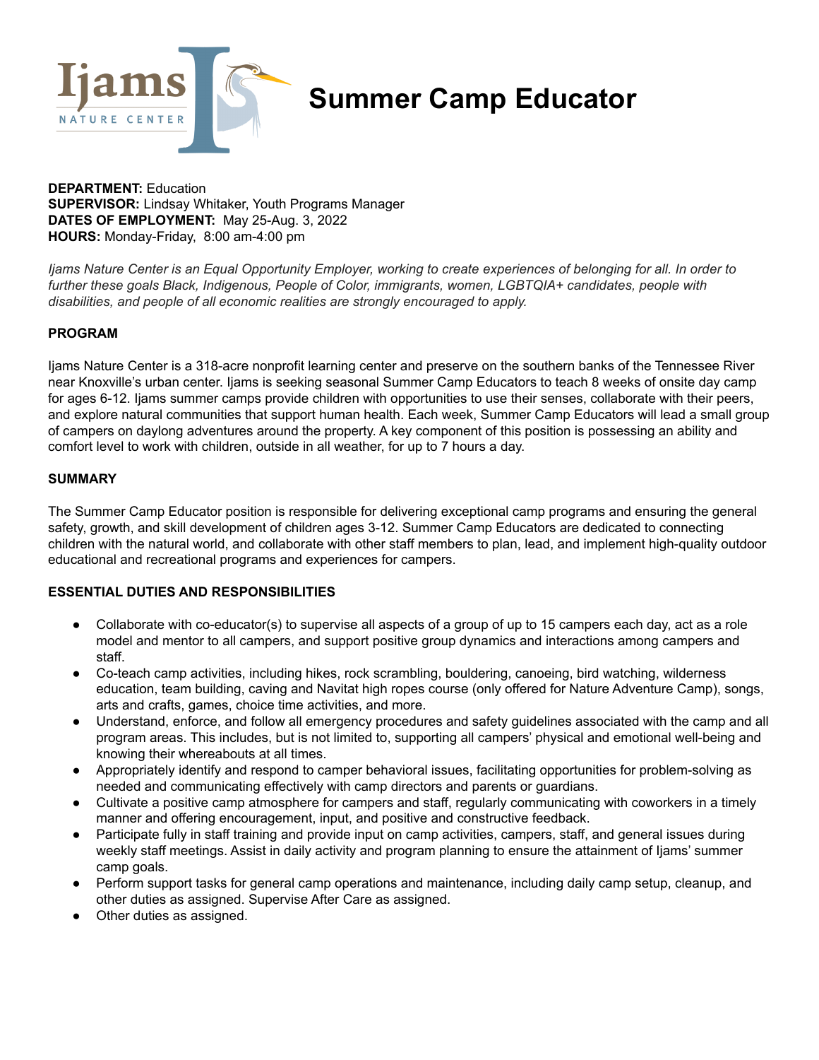# Summer Camp Educator

**DEPARTMENT:** Education
**SUPERVISOR:** Lindsay Whitaker, Youth Programs Manager
**DATES OF EMPLOYMENT:** May 25-Aug. 3, 2022
**HOURS:** Monday-Friday, 8:00 am-4:00 pm

*Ijams Nature Center is an Equal Opportunity Employer, working to create experiences of belonging for all. In order to further these goals Black, Indigenous, People of Color, immigrants, women, LGBTQIA+ candidates, people with disabilities, and people of all economic realities are strongly encouraged to apply.*

## PROGRAM

Ijams Nature Center is a 318-acre nonprofit learning center and preserve on the southern banks of the Tennessee River near Knoxville's urban center. Ijams is seeking seasonal Summer Camp Educators to teach 8 weeks of onsite day camp for ages 6-12. Ijams summer camps provide children with opportunities to use their senses, collaborate with their peers, and explore natural communities that support human health. Each week, Summer Camp Educators will lead a small group of campers on daylong adventures around the property. A key component of this position is possessing an ability and comfort level to work with children, outside in all weather, for up to 7 hours a day.

## SUMMARY

The Summer Camp Educator position is responsible for delivering exceptional camp programs and ensuring the general safety, growth, and skill development of children ages 3-12. Summer Camp Educators are dedicated to connecting children with the natural world, and collaborate with other staff members to plan, lead, and implement high-quality outdoor educational and recreational programs and experiences for campers.

## ESSENTIAL DUTIES AND RESPONSIBILITIES

- Collaborate with co-educator(s) to supervise all aspects of a group of up to 15 campers each day, act as a role model and mentor to all campers, and support positive group dynamics and interactions among campers and staff.
- Co-teach camp activities, including hikes, rock scrambling, bouldering, canoeing, bird watching, wilderness education, team building, caving and Navitat high ropes course (only offered for Nature Adventure Camp), songs, arts and crafts, games, choice time activities, and more.
- Understand, enforce, and follow all emergency procedures and safety guidelines associated with the camp and all program areas. This includes, but is not limited to, supporting all campers' physical and emotional well-being and knowing their whereabouts at all times.
- Appropriately identify and respond to camper behavioral issues, facilitating opportunities for problem-solving as needed and communicating effectively with camp directors and parents or guardians.
- Cultivate a positive camp atmosphere for campers and staff, regularly communicating with coworkers in a timely manner and offering encouragement, input, and positive and constructive feedback.
- Participate fully in staff training and provide input on camp activities, campers, staff, and general issues during weekly staff meetings. Assist in daily activity and program planning to ensure the attainment of Ijams' summer camp goals.
- Perform support tasks for general camp operations and maintenance, including daily camp setup, cleanup, and other duties as assigned. Supervise After Care as assigned.
- Other duties as assigned.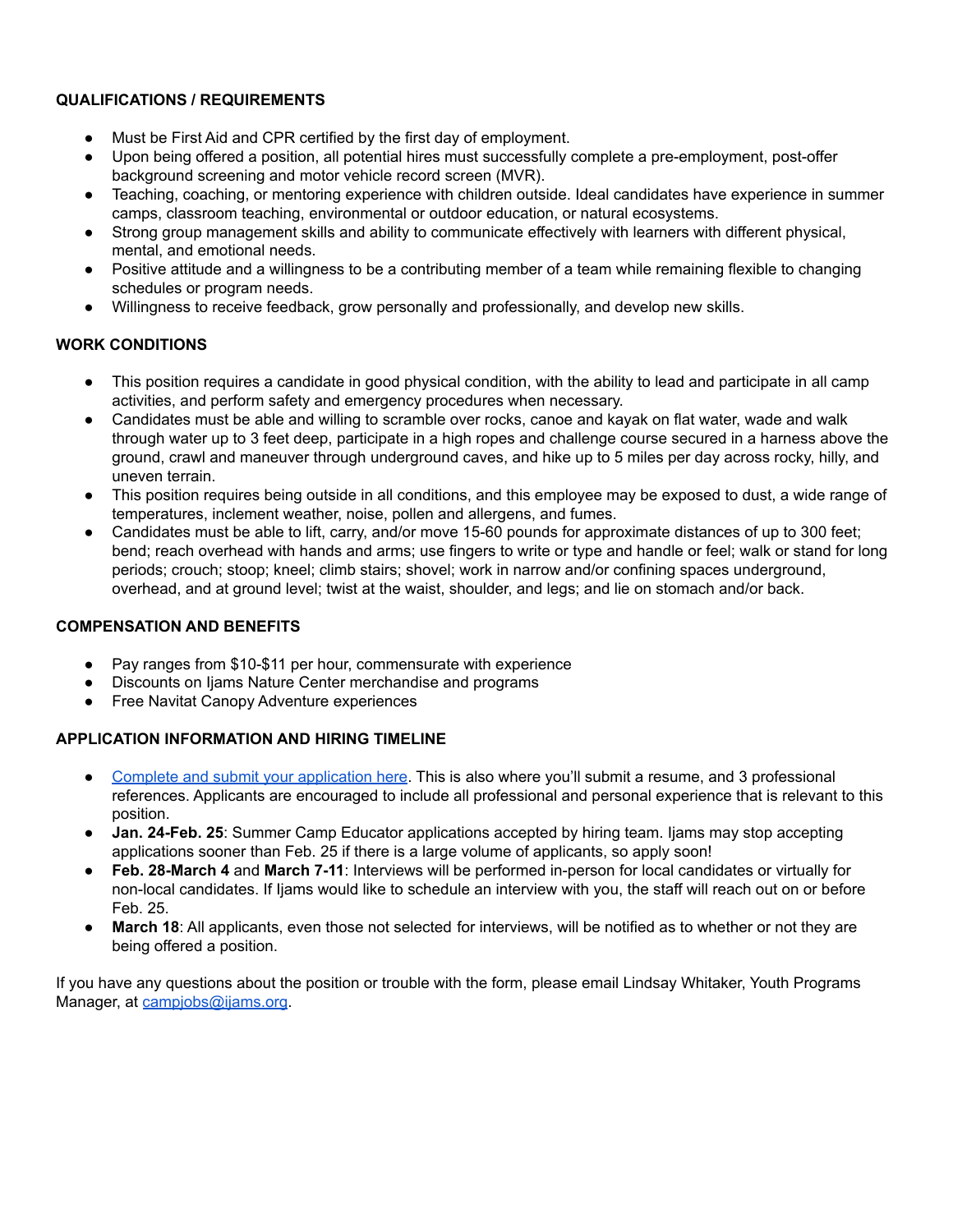**QUALIFICATIONS / REQUIREMENTS**

- Must be First Aid and CPR certified by the first day of employment.
- Upon being offered a position, all potential hires must successfully complete a pre-employment, post-offer background screening and motor vehicle record screen (MVR).
- Teaching, coaching, or mentoring experience with children outside. Ideal candidates have experience in summer camps, classroom teaching, environmental or outdoor education, or natural ecosystems.
- Strong group management skills and ability to communicate effectively with learners with different physical, mental, and emotional needs.
- Positive attitude and a willingness to be a contributing member of a team while remaining flexible to changing schedules or program needs.
- Willingness to receive feedback, grow personally and professionally, and develop new skills.

**WORK CONDITIONS**

- This position requires a candidate in good physical condition, with the ability to lead and participate in all camp activities, and perform safety and emergency procedures when necessary.
- Candidates must be able and willing to scramble over rocks, canoe and kayak on flat water, wade and walk through water up to 3 feet deep, participate in a high ropes and challenge course secured in a harness above the ground, crawl and maneuver through underground caves, and hike up to 5 miles per day across rocky, hilly, and uneven terrain.
- This position requires being outside in all conditions, and this employee may be exposed to dust, a wide range of temperatures, inclement weather, noise, pollen and allergens, and fumes.
- Candidates must be able to lift, carry, and/or move 15-60 pounds for approximate distances of up to 300 feet; bend; reach overhead with hands and arms; use fingers to write or type and handle or feel; walk or stand for long periods; crouch; stoop; kneel; climb stairs; shovel; work in narrow and/or confining spaces underground, overhead, and at ground level; twist at the waist, shoulder, and legs; and lie on stomach and/or back.

**COMPENSATION AND BENEFITS**

- Pay ranges from $10-$11 per hour, commensurate with experience
- Discounts on Ijams Nature Center merchandise and programs
- Free Navitat Canopy Adventure experiences

**APPLICATION INFORMATION AND HIRING TIMELINE**

- Complete and submit your application here. This is also where you'll submit a resume, and 3 professional references. Applicants are encouraged to include all professional and personal experience that is relevant to this position.
- **Jan. 24-Feb. 25**: Summer Camp Educator applications accepted by hiring team. Ijams may stop accepting applications sooner than Feb. 25 if there is a large volume of applicants, so apply soon!
- **Feb. 28-March 4** and **March 7-11**: Interviews will be performed in-person for local candidates or virtually for non-local candidates. If Ijams would like to schedule an interview with you, the staff will reach out on or before Feb. 25.
- **March 18**: All applicants, even those not selected for interviews, will be notified as to whether or not they are being offered a position.

If you have any questions about the position or trouble with the form, please email Lindsay Whitaker, Youth Programs Manager, at campjobs@ijams.org.